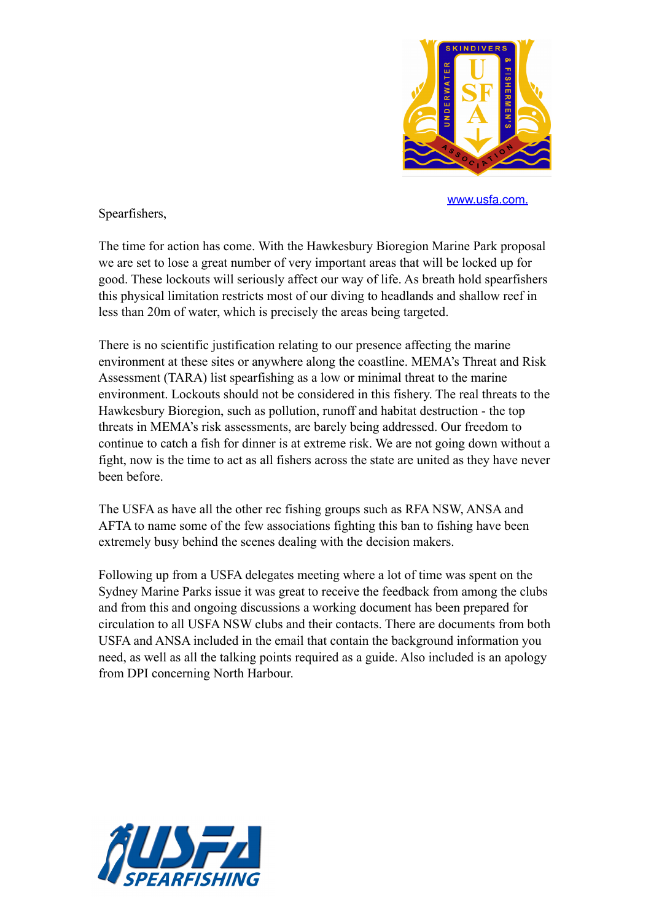[www.usfa.com.](http://www.usfa.com)

Spearfishers,

The time for action has come. With the Hawkesbury Bioregion Marine Park proposal we are set to lose a great number of very important areas that will be locked up for good. These lockouts will seriously affect our way of life. As breath hold spearfishers this physical limitation restricts most of our diving to headlands and shallow reef in less than 20m of water, which is precisely the areas being targeted.

There is no scientific justification relating to our presence affecting the marine environment at these sites or anywhere along the coastline. MEMA's Threat and Risk Assessment (TARA) list spearfishing as a low or minimal threat to the marine environment. Lockouts should not be considered in this fishery. The real threats to the Hawkesbury Bioregion, such as pollution, runoff and habitat destruction - the top threats in MEMA's risk assessments, are barely being addressed. Our freedom to continue to catch a fish for dinner is at extreme risk. We are not going down without a fight, now is the time to act as all fishers across the state are united as they have never been before.

The USFA as have all the other rec fishing groups such as RFA NSW, ANSA and AFTA to name some of the few associations fighting this ban to fishing have been extremely busy behind the scenes dealing with the decision makers.

Following up from a USFA delegates meeting where a lot of time was spent on the Sydney Marine Parks issue it was great to receive the feedback from among the clubs and from this and ongoing discussions a working document has been prepared for circulation to all USFA NSW clubs and their contacts. There are documents from both USFA and ANSA included in the email that contain the background information you need, as well as all the talking points required as a guide. Also included is an apology from DPI concerning North Harbour.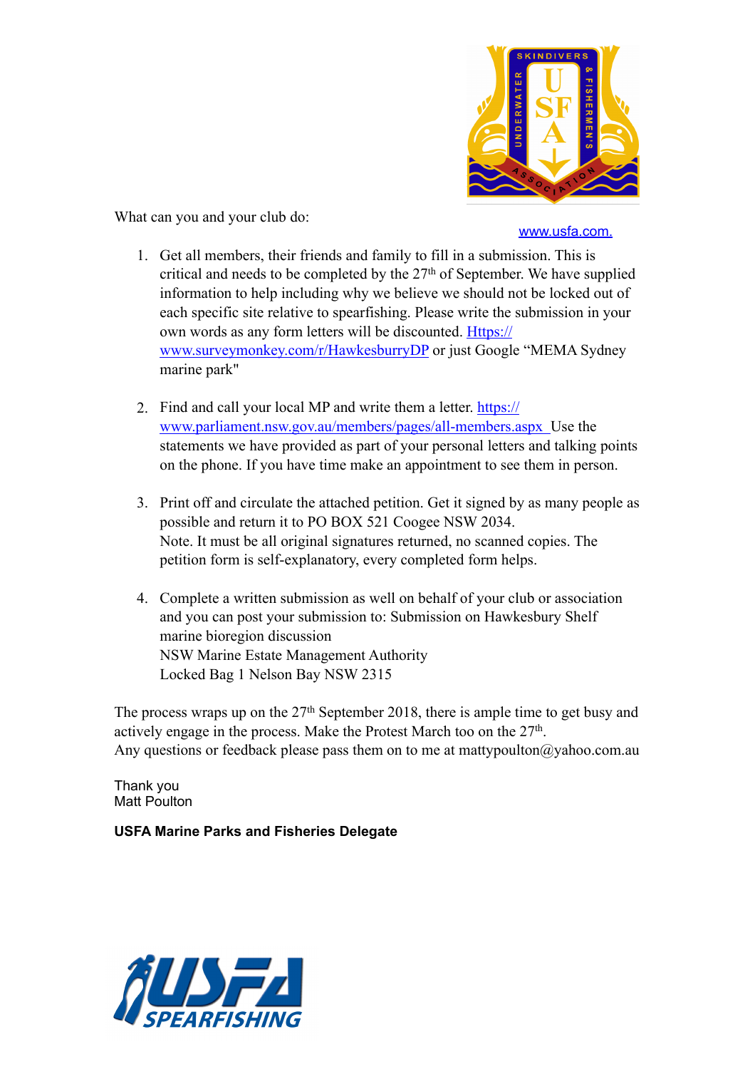What can you and your club do:

www.usfa.com.

1. Get all members, their friends and family to fill in a submission. This is critical and needs to be completed by the 27th of September. We have supplied information to help including why we believe we should not be locked out of each specific site relative to spearfishing. Please write the submission in your own words as any form letters will be discounted. Https://www.surveymonkey.com/r/HawkesburryDP or just Google "MEMA Sydney marine park"

2. Find and call your local MP and write them a letter. https://www.parliament.nsw.gov.au/members/pages/all-members.aspx Use the statements we have provided as part of your personal letters and talking points on the phone. If you have time make an appointment to see them in person.

3. Print off and circulate the attached petition. Get it signed by as many people as possible and return it to PO BOX 521 Coogee NSW 2034.
   Note. It must be all original signatures returned, no scanned copies. The petition form is self-explanatory, every completed form helps.

4. Complete a written submission as well on behalf of your club or association and you can post your submission to: Submission on Hawkesbury Shelf marine bioregion discussion
   NSW Marine Estate Management Authority
   Locked Bag 1 Nelson Bay NSW 2315

The process wraps up on the 27th September 2018, there is ample time to get busy and actively engage in the process. Make the Protest March too on the 27th.
Any questions or feedback please pass them on to me at mattypoulton@yahoo.com.au

Thank you
Matt Poulton

**USFA Marine Parks and Fisheries Delegate**